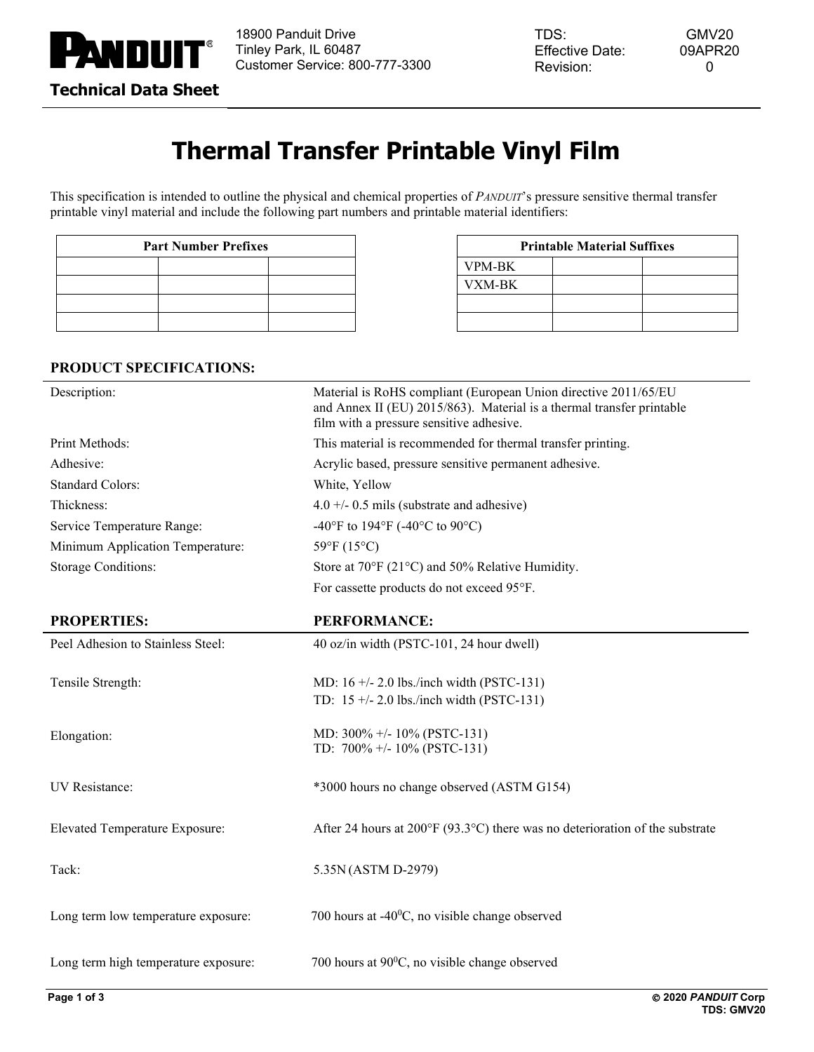PANDUIT®

18900 Panduit Drive
Tinley Park, IL 60487
Customer Service: 800-777-3300

TDS: GMV20
Effective Date: 09APR20
Revision: 0

**Technical Data Sheet**

# Thermal Transfer Printable Vinyl Film

This specification is intended to outline the physical and chemical properties of *PANDUIT*'s pressure sensitive thermal transfer printable vinyl material and include the following part numbers and printable material identifiers:

| Part Number Prefixes | | |
|---|---|---|
| | | |
| | | |
| | | |
| | | |

| Printable Material Suffixes | | |
|---|---|---|
| VPM-BK | | |
| VXM-BK | | |
| | | |
| | | |

## PRODUCT SPECIFICATIONS:

| | |
|---|---|
| Description: | Material is RoHS compliant (European Union directive 2011/65/EU and Annex II (EU) 2015/863). Material is a thermal transfer printable film with a pressure sensitive adhesive. |
| Print Methods: | This material is recommended for thermal transfer printing. |
| Adhesive: | Acrylic based, pressure sensitive permanent adhesive. |
| Standard Colors: | White, Yellow |
| Thickness: | 4.0 +/- 0.5 mils (substrate and adhesive) |
| Service Temperature Range: | -40°F to 194°F (-40°C to 90°C) |
| Minimum Application Temperature: | 59°F (15°C) |
| Storage Conditions: | Store at 70°F (21°C) and 50% Relative Humidity.<br>For cassette products do not exceed 95°F. |

| PROPERTIES: | PERFORMANCE: |
|---|---|
| Peel Adhesion to Stainless Steel: | 40 oz/in width (PSTC-101, 24 hour dwell) |
| Tensile Strength: | MD: 16 +/- 2.0 lbs./inch width (PSTC-131)<br>TD: 15 +/- 2.0 lbs./inch width (PSTC-131) |
| Elongation: | MD: 300% +/- 10% (PSTC-131)<br>TD: 700% +/- 10% (PSTC-131) |
| UV Resistance: | *3000 hours no change observed (ASTM G154) |
| Elevated Temperature Exposure: | After 24 hours at 200°F (93.3°C) there was no deterioration of the substrate |
| Tack: | 5.35N (ASTM D-2979) |
| Long term low temperature exposure: | 700 hours at -40°C, no visible change observed |
| Long term high temperature exposure: | 700 hours at 90°C, no visible change observed |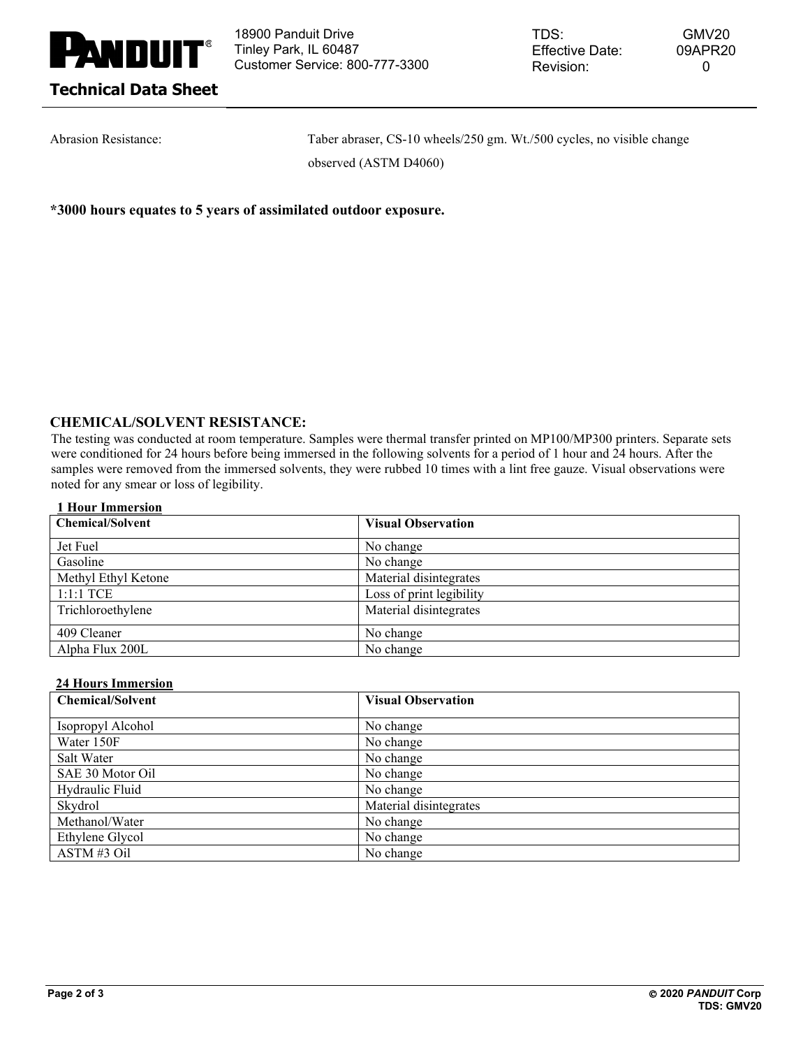Abrasion Resistance: Taber abraser, CS-10 wheels/250 gm. Wt./500 cycles, no visible change observed (ASTM D4060)

**\*3000 hours equates to 5 years of assimilated outdoor exposure.**

## CHEMICAL/SOLVENT RESISTANCE:

The testing was conducted at room temperature. Samples were thermal transfer printed on MP100/MP300 printers. Separate sets were conditioned for 24 hours before being immersed in the following solvents for a period of 1 hour and 24 hours. After the samples were removed from the immersed solvents, they were rubbed 10 times with a lint free gauze. Visual observations were noted for any smear or loss of legibility.

**1 Hour Immersion**

| Chemical/Solvent | Visual Observation |
|---|---|
| Jet Fuel | No change |
| Gasoline | No change |
| Methyl Ethyl Ketone | Material disintegrates |
| 1:1:1 TCE | Loss of print legibility |
| Trichloroethylene | Material disintegrates |
| 409 Cleaner | No change |
| Alpha Flux 200L | No change |

**24 Hours Immersion**

| Chemical/Solvent | Visual Observation |
|---|---|
| Isopropyl Alcohol | No change |
| Water 150F | No change |
| Salt Water | No change |
| SAE 30 Motor Oil | No change |
| Hydraulic Fluid | No change |
| Skydrol | Material disintegrates |
| Methanol/Water | No change |
| Ethylene Glycol | No change |
| ASTM #3 Oil | No change |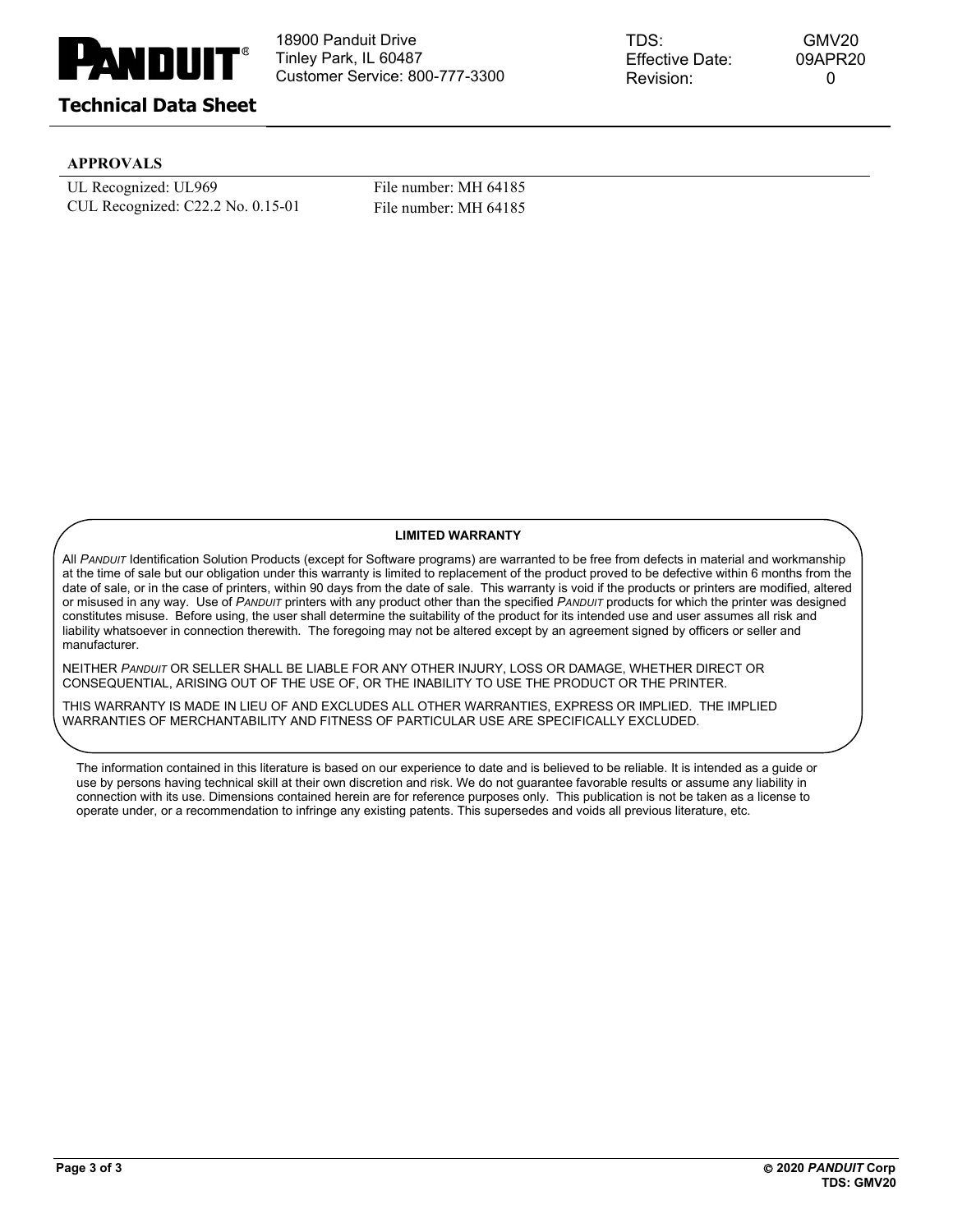## APPROVALS

| | |
|---|---|
| UL Recognized: UL969 | File number: MH 64185 |
| CUL Recognized: C22.2 No. 0.15-01 | File number: MH 64185 |

**LIMITED WARRANTY**

All *PANDUIT* Identification Solution Products (except for Software programs) are warranted to be free from defects in material and workmanship at the time of sale but our obligation under this warranty is limited to replacement of the product proved to be defective within 6 months from the date of sale, or in the case of printers, within 90 days from the date of sale. This warranty is void if the products or printers are modified, altered or misused in any way. Use of *PANDUIT* printers with any product other than the specified *PANDUIT* products for which the printer was designed constitutes misuse. Before using, the user shall determine the suitability of the product for its intended use and user assumes all risk and liability whatsoever in connection therewith. The foregoing may not be altered except by an agreement signed by officers or seller and manufacturer.

NEITHER *PANDUIT* OR SELLER SHALL BE LIABLE FOR ANY OTHER INJURY, LOSS OR DAMAGE, WHETHER DIRECT OR CONSEQUENTIAL, ARISING OUT OF THE USE OF, OR THE INABILITY TO USE THE PRODUCT OR THE PRINTER.

THIS WARRANTY IS MADE IN LIEU OF AND EXCLUDES ALL OTHER WARRANTIES, EXPRESS OR IMPLIED. THE IMPLIED WARRANTIES OF MERCHANTABILITY AND FITNESS OF PARTICULAR USE ARE SPECIFICALLY EXCLUDED.

The information contained in this literature is based on our experience to date and is believed to be reliable. It is intended as a guide or use by persons having technical skill at their own discretion and risk. We do not guarantee favorable results or assume any liability in connection with its use. Dimensions contained herein are for reference purposes only. This publication is not be taken as a license to operate under, or a recommendation to infringe any existing patents. This supersedes and voids all previous literature, etc.